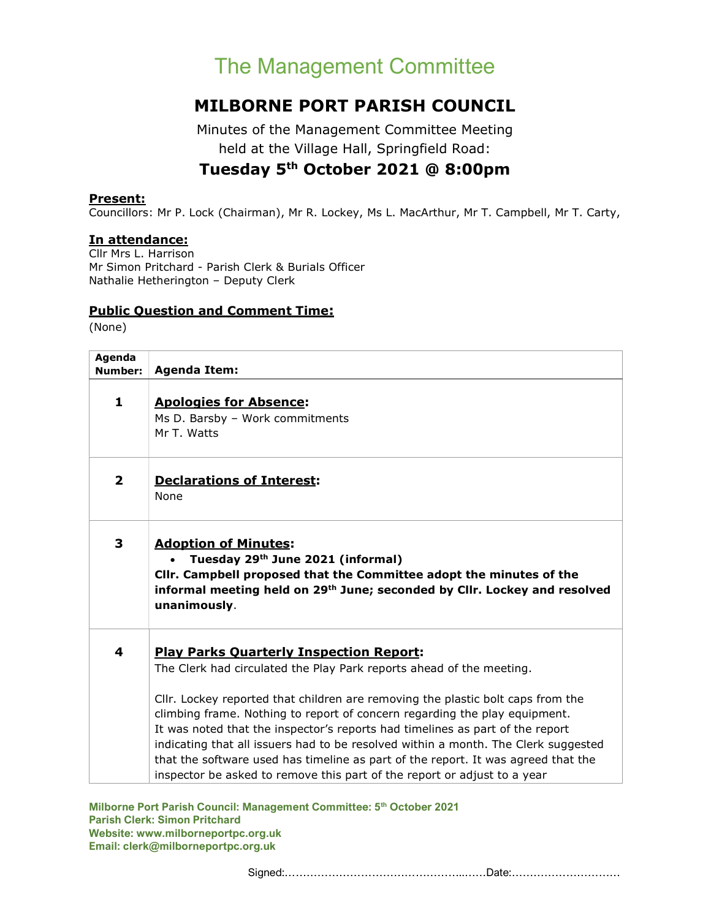# The Management Committee

## MILBORNE PORT PARISH COUNCIL

Minutes of the Management Committee Meeting
held at the Village Hall, Springfield Road:

### Tuesday 5th October 2021 @ 8:00pm

**Present:**
Councillors: Mr P. Lock (Chairman), Mr R. Lockey, Ms L. MacArthur, Mr T. Campbell, Mr T. Carty,

**In attendance:**
Cllr Mrs L. Harrison
Mr Simon Pritchard - Parish Clerk & Burials Officer
Nathalie Hetherington – Deputy Clerk

**Public Question and Comment Time:**
(None)

| Agenda Number: | Agenda Item: |
|---|---|
| 1 | **Apologies for Absence:**<br>Ms D. Barsby – Work commitments<br>Mr T. Watts |
| 2 | **Declarations of Interest:**<br>None |
| 3 | **Adoption of Minutes:**<br>• **Tuesday 29th June 2021 (informal)**<br>**Cllr. Campbell proposed that the Committee adopt the minutes of the informal meeting held on 29th June; seconded by Cllr. Lockey and resolved unanimously**. |
| 4 | **Play Parks Quarterly Inspection Report:**<br>The Clerk had circulated the Play Park reports ahead of the meeting.<br><br>Cllr. Lockey reported that children are removing the plastic bolt caps from the climbing frame. Nothing to report of concern regarding the play equipment.<br>It was noted that the inspector's reports had timelines as part of the report indicating that all issuers had to be resolved within a month. The Clerk suggested that the software used has timeline as part of the report. It was agreed that the inspector be asked to remove this part of the report or adjust to a year |

Signed:……………………………………………Date:…………………………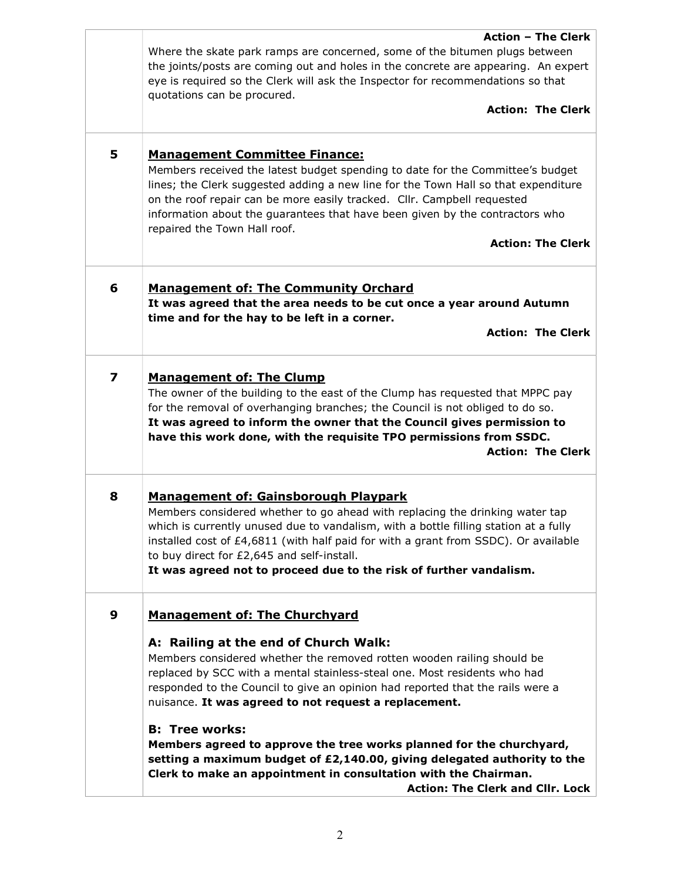| | |
|---|---|
| | **Action – The Clerk**<br>Where the skate park ramps are concerned, some of the bitumen plugs between the joints/posts are coming out and holes in the concrete are appearing. An expert eye is required so the Clerk will ask the Inspector for recommendations so that quotations can be procured.<br>**Action: The Clerk** |
| **5** | **Management Committee Finance:**<br>Members received the latest budget spending to date for the Committee's budget lines; the Clerk suggested adding a new line for the Town Hall so that expenditure on the roof repair can be more easily tracked. Cllr. Campbell requested information about the guarantees that have been given by the contractors who repaired the Town Hall roof.<br>**Action: The Clerk** |
| **6** | **Management of: The Community Orchard**<br>**It was agreed that the area needs to be cut once a year around Autumn time and for the hay to be left in a corner.**<br>**Action: The Clerk** |
| **7** | **Management of: The Clump**<br>The owner of the building to the east of the Clump has requested that MPPC pay for the removal of overhanging branches; the Council is not obliged to do so.<br>**It was agreed to inform the owner that the Council gives permission to have this work done, with the requisite TPO permissions from SSDC.**<br>**Action: The Clerk** |
| **8** | **Management of: Gainsborough Playpark**<br>Members considered whether to go ahead with replacing the drinking water tap which is currently unused due to vandalism, with a bottle filling station at a fully installed cost of £4,6811 (with half paid for with a grant from SSDC). Or available to buy direct for £2,645 and self-install.<br>**It was agreed not to proceed due to the risk of further vandalism.** |
| **9** | **Management of: The Churchyard**<br><br>**A: Railing at the end of Church Walk:**<br>Members considered whether the removed rotten wooden railing should be replaced by SCC with a mental stainless-steal one. Most residents who had responded to the Council to give an opinion had reported that the rails were a nuisance. **It was agreed to not request a replacement.**<br><br>**B: Tree works:**<br>**Members agreed to approve the tree works planned for the churchyard, setting a maximum budget of £2,140.00, giving delegated authority to the Clerk to make an appointment in consultation with the Chairman.**<br>**Action: The Clerk and Cllr. Lock** |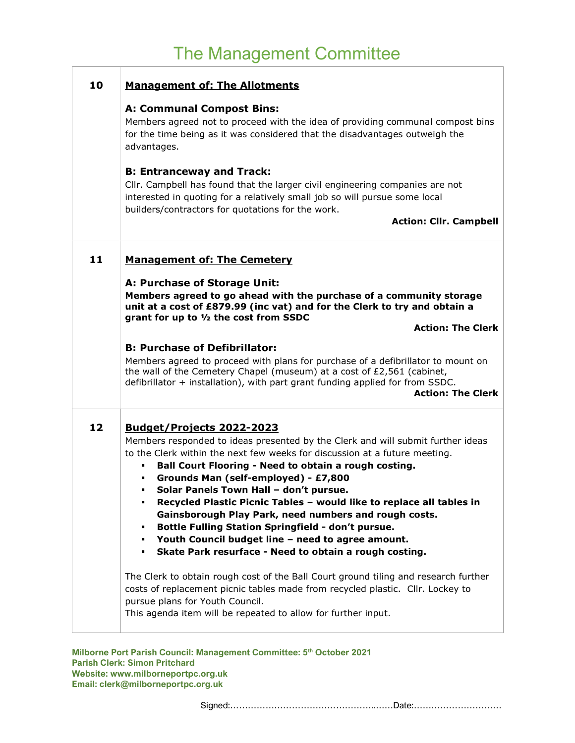# The Management Committee

| | |
|---|---|
| **10** | **Management of: The Allotments**<br><br>**A: Communal Compost Bins:**<br>Members agreed not to proceed with the idea of providing communal compost bins for the time being as it was considered that the disadvantages outweigh the advantages.<br><br>**B: Entranceway and Track:**<br>Cllr. Campbell has found that the larger civil engineering companies are not interested in quoting for a relatively small job so will pursue some local builders/contractors for quotations for the work.<br>**Action: Cllr. Campbell** |
| **11** | **Management of: The Cemetery**<br><br>**A: Purchase of Storage Unit:**<br>**Members agreed to go ahead with the purchase of a community storage unit at a cost of £879.99 (inc vat) and for the Clerk to try and obtain a grant for up to ½ the cost from SSDC**<br>**Action: The Clerk**<br><br>**B: Purchase of Defibrillator:**<br>Members agreed to proceed with plans for purchase of a defibrillator to mount on the wall of the Cemetery Chapel (museum) at a cost of £2,561 (cabinet, defibrillator + installation), with part grant funding applied for from SSDC.<br>**Action: The Clerk** |
| **12** | **Budget/Projects 2022-2023**<br>Members responded to ideas presented by the Clerk and will submit further ideas to the Clerk within the next few weeks for discussion at a future meeting.<br>▪ **Ball Court Flooring - Need to obtain a rough costing.**<br>▪ **Grounds Man (self-employed) - £7,800**<br>▪ **Solar Panels Town Hall – don't pursue.**<br>▪ **Recycled Plastic Picnic Tables – would like to replace all tables in Gainsborough Play Park, need numbers and rough costs.**<br>▪ **Bottle Fulling Station Springfield - don't pursue.**<br>▪ **Youth Council budget line – need to agree amount.**<br>▪ **Skate Park resurface - Need to obtain a rough costing.**<br><br>The Clerk to obtain rough cost of the Ball Court ground tiling and research further costs of replacement picnic tables made from recycled plastic. Cllr. Lockey to pursue plans for Youth Council.<br>This agenda item will be repeated to allow for further input. |

**Milborne Port Parish Council: Management Committee: 5th October 2021**
**Parish Clerk: Simon Pritchard**
**Website: www.milborneportpc.org.uk**
**Email: clerk@milborneportpc.org.uk**

Signed:…………………………………………..……Date:…………………………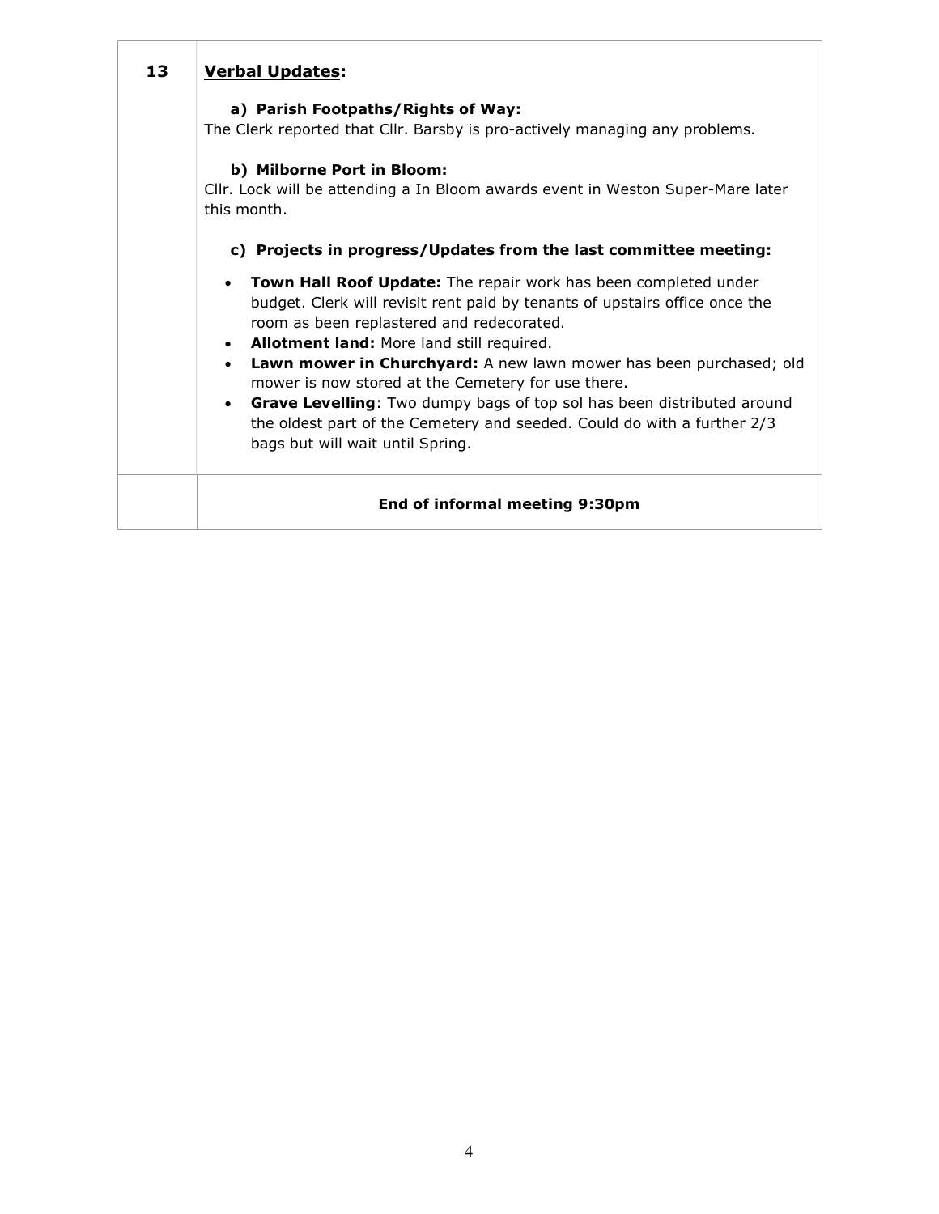| | |
|---|---|
| **13** | <u>**Verbal Updates**</u>**:**<br><br>**a) Parish Footpaths/Rights of Way:**<br>The Clerk reported that Cllr. Barsby is pro-actively managing any problems.<br><br>**b) Milborne Port in Bloom:**<br>Cllr. Lock will be attending a In Bloom awards event in Weston Super-Mare later this month.<br><br>**c) Projects in progress/Updates from the last committee meeting:**<br><br>• **Town Hall Roof Update:** The repair work has been completed under budget. Clerk will revisit rent paid by tenants of upstairs office once the room as been replastered and redecorated.<br>• **Allotment land:** More land still required.<br>• **Lawn mower in Churchyard:** A new lawn mower has been purchased; old mower is now stored at the Cemetery for use there.<br>• **Grave Levelling**: Two dumpy bags of top sol has been distributed around the oldest part of the Cemetery and seeded. Could do with a further 2/3 bags but will wait until Spring. |
| | **End of informal meeting 9:30pm** |